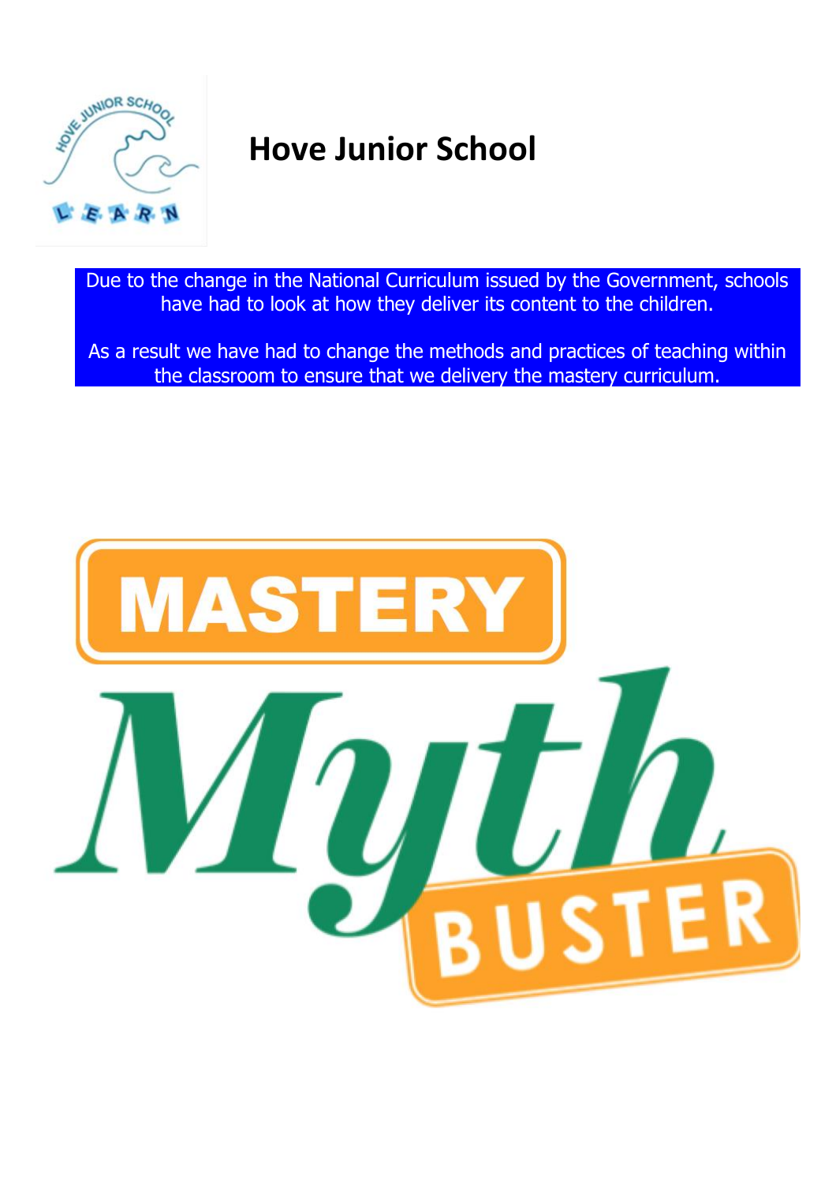# Hove Junior School

Due to the change in the National Curriculum issued by the Government, schools have had to look at how they deliver its content to the children.

As a result we have had to change the methods and practices of teaching within the classroom to ensure that we delivery the mastery curriculum.

# MASTERY Myth BUSTER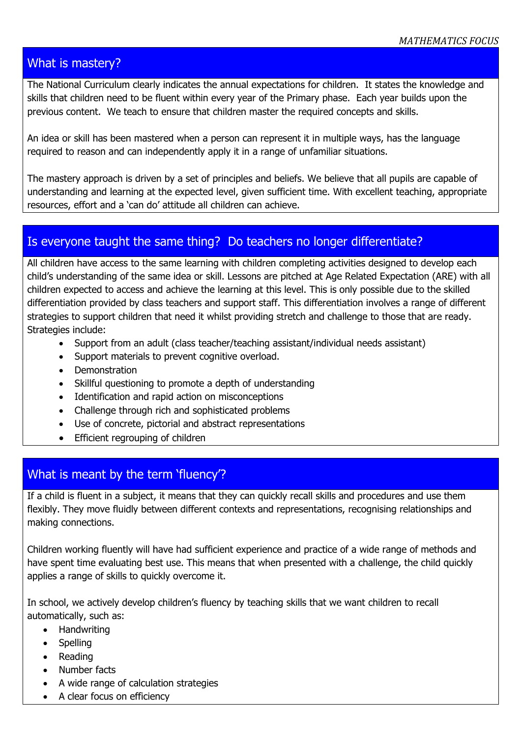## What is mastery?

The National Curriculum clearly indicates the annual expectations for children. It states the knowledge and skills that children need to be fluent within every year of the Primary phase. Each year builds upon the previous content. We teach to ensure that children master the required concepts and skills.

An idea or skill has been mastered when a person can represent it in multiple ways, has the language required to reason and can independently apply it in a range of unfamiliar situations.

The mastery approach is driven by a set of principles and beliefs. We believe that all pupils are capable of understanding and learning at the expected level, given sufficient time. With excellent teaching, appropriate resources, effort and a 'can do' attitude all children can achieve.

## Is everyone taught the same thing? Do teachers no longer differentiate?

All children have access to the same learning with children completing activities designed to develop each child's understanding of the same idea or skill. Lessons are pitched at Age Related Expectation (ARE) with all children expected to access and achieve the learning at this level. This is only possible due to the skilled differentiation provided by class teachers and support staff. This differentiation involves a range of different strategies to support children that need it whilst providing stretch and challenge to those that are ready. Strategies include:

- Support from an adult (class teacher/teaching assistant/individual needs assistant)
- Support materials to prevent cognitive overload.
- Demonstration
- Skillful questioning to promote a depth of understanding
- Identification and rapid action on misconceptions
- Challenge through rich and sophisticated problems
- Use of concrete, pictorial and abstract representations
- Efficient regrouping of children

## What is meant by the term 'fluency'?

If a child is fluent in a subject, it means that they can quickly recall skills and procedures and use them flexibly. They move fluidly between different contexts and representations, recognising relationships and making connections.

Children working fluently will have had sufficient experience and practice of a wide range of methods and have spent time evaluating best use. This means that when presented with a challenge, the child quickly applies a range of skills to quickly overcome it.

In school, we actively develop children's fluency by teaching skills that we want children to recall automatically, such as:

- Handwriting
- Spelling
- Reading
- Number facts
- A wide range of calculation strategies
- A clear focus on efficiency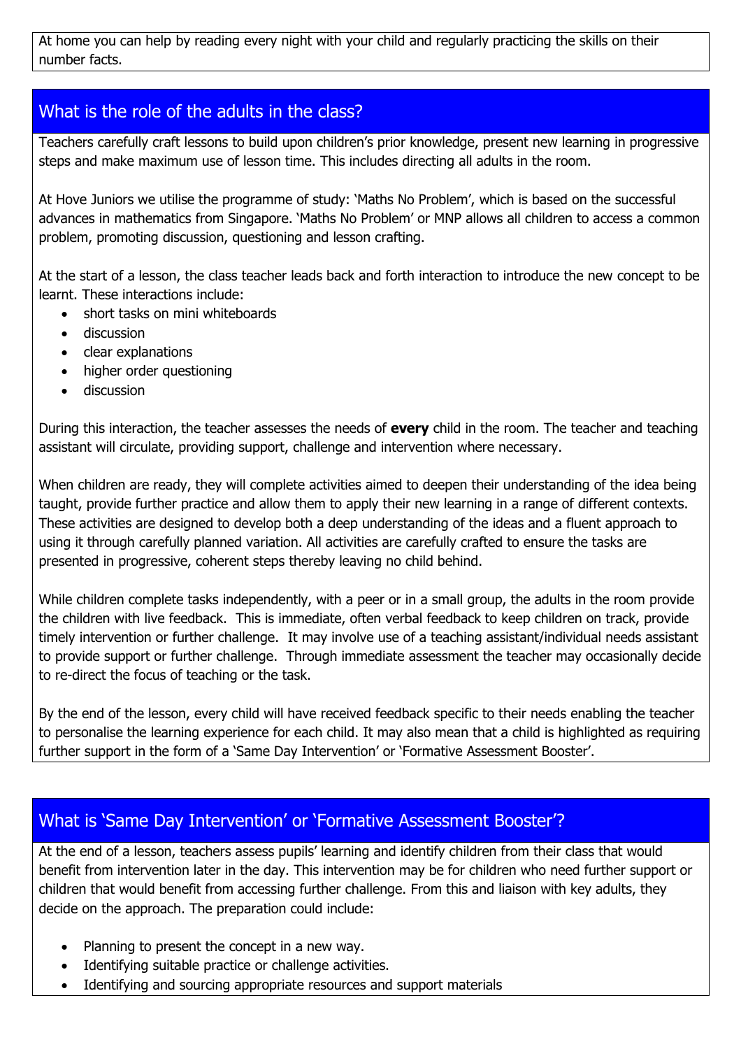At home you can help by reading every night with your child and regularly practicing the skills on their number facts.

## What is the role of the adults in the class?

Teachers carefully craft lessons to build upon children's prior knowledge, present new learning in progressive steps and make maximum use of lesson time. This includes directing all adults in the room.

At Hove Juniors we utilise the programme of study: 'Maths No Problem', which is based on the successful advances in mathematics from Singapore. 'Maths No Problem' or MNP allows all children to access a common problem, promoting discussion, questioning and lesson crafting.

At the start of a lesson, the class teacher leads back and forth interaction to introduce the new concept to be learnt. These interactions include:

- short tasks on mini whiteboards
- discussion
- clear explanations
- higher order questioning
- discussion

During this interaction, the teacher assesses the needs of **every** child in the room. The teacher and teaching assistant will circulate, providing support, challenge and intervention where necessary.

When children are ready, they will complete activities aimed to deepen their understanding of the idea being taught, provide further practice and allow them to apply their new learning in a range of different contexts. These activities are designed to develop both a deep understanding of the ideas and a fluent approach to using it through carefully planned variation. All activities are carefully crafted to ensure the tasks are presented in progressive, coherent steps thereby leaving no child behind.

While children complete tasks independently, with a peer or in a small group, the adults in the room provide the children with live feedback. This is immediate, often verbal feedback to keep children on track, provide timely intervention or further challenge. It may involve use of a teaching assistant/individual needs assistant to provide support or further challenge. Through immediate assessment the teacher may occasionally decide to re-direct the focus of teaching or the task.

By the end of the lesson, every child will have received feedback specific to their needs enabling the teacher to personalise the learning experience for each child. It may also mean that a child is highlighted as requiring further support in the form of a 'Same Day Intervention' or 'Formative Assessment Booster'.

## What is 'Same Day Intervention' or 'Formative Assessment Booster'?

At the end of a lesson, teachers assess pupils' learning and identify children from their class that would benefit from intervention later in the day. This intervention may be for children who need further support or children that would benefit from accessing further challenge. From this and liaison with key adults, they decide on the approach. The preparation could include:

- Planning to present the concept in a new way.
- Identifying suitable practice or challenge activities.
- Identifying and sourcing appropriate resources and support materials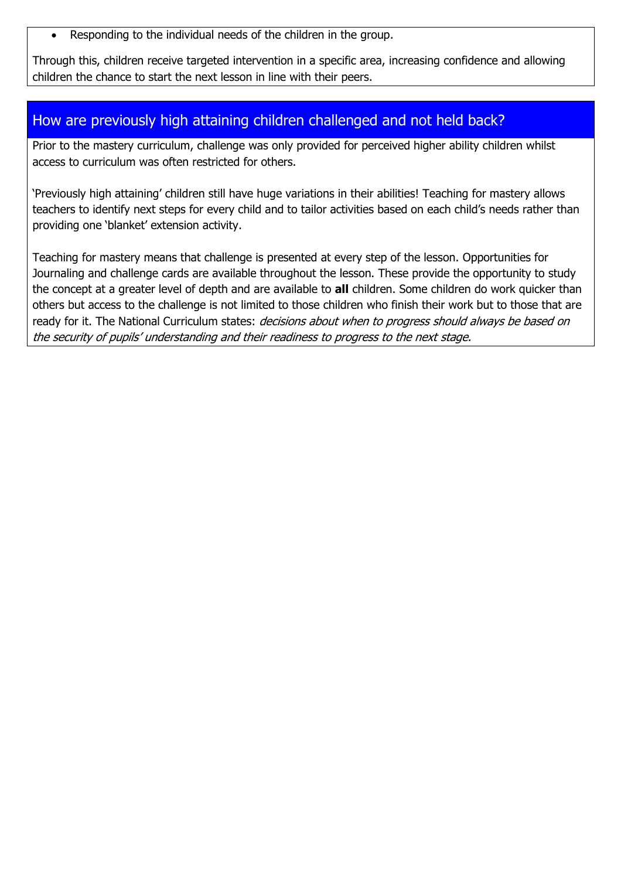- Responding to the individual needs of the children in the group.

Through this, children receive targeted intervention in a specific area, increasing confidence and allowing children the chance to start the next lesson in line with their peers.

## How are previously high attaining children challenged and not held back?

Prior to the mastery curriculum, challenge was only provided for perceived higher ability children whilst access to curriculum was often restricted for others.

'Previously high attaining' children still have huge variations in their abilities! Teaching for mastery allows teachers to identify next steps for every child and to tailor activities based on each child's needs rather than providing one 'blanket' extension activity.

Teaching for mastery means that challenge is presented at every step of the lesson. Opportunities for Journaling and challenge cards are available throughout the lesson. These provide the opportunity to study the concept at a greater level of depth and are available to **all** children. Some children do work quicker than others but access to the challenge is not limited to those children who finish their work but to those that are ready for it. The National Curriculum states: *decisions about when to progress should always be based on the security of pupils' understanding and their readiness to progress to the next stage.*